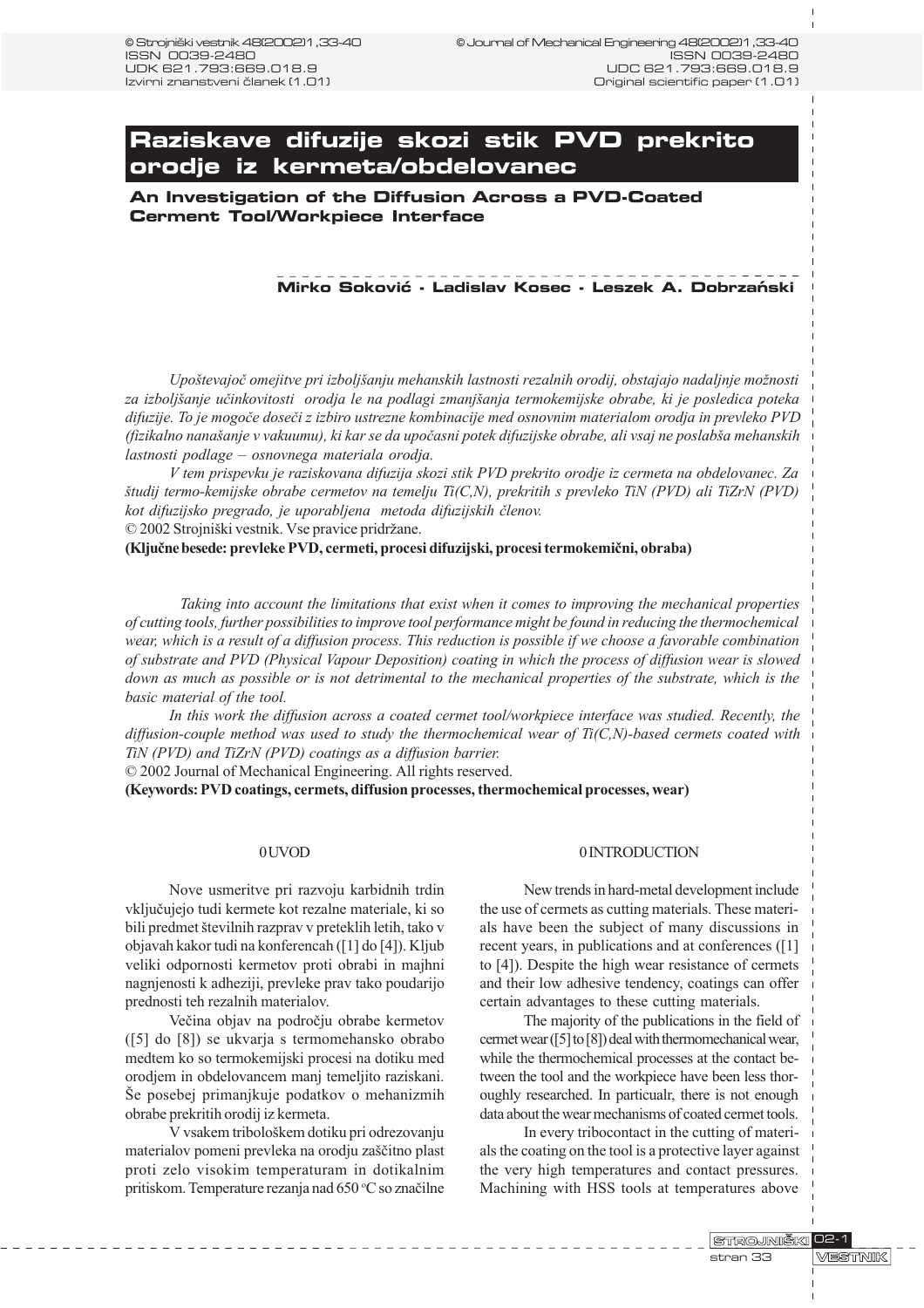© Strojniški vestnik 48(2002)1,33-40
ISSN 0039-2480
UDK 621.793:669.018.9
Izvirni znanstveni članek (1.01)

© Journal of Mechanical Engineering 48(2002)1,33-40
ISSN 0039-2480
UDC 621.793:669.018.9
Original scientific paper (1.01)

# Raziskave difuzije skozi stik PVD prekrito orodje iz kermeta/obdelovanec

## An Investigation of the Diffusion Across a PVD-Coated Cerment Tool/Workpiece Interface

**Mirko Soković - Ladislav Kosec - Leszek A. Dobrzański**

*Upoštevajoč omejitve pri izboljšanju mehanskih lastnosti rezalnih orodij, obstajajo nadaljnje možnosti za izboljšanje učinkovitosti orodja le na podlagi zmanjšanja termokemijske obrabe, ki je posledica poteka difuzije. To je mogoče doseči z izbiro ustrezne kombinacije med osnovnim materialom orodja in prevleko PVD (fizikalno nanašanje v vakuumu), ki kar se da upočasni potek difuzijske obrabe, ali vsaj ne poslabša mehanskih lastnosti podlage – osnovnega materiala orodja.*

*V tem prispevku je raziskovana difuzija skozi stik PVD prekrito orodje iz cermeta na obdelovanec. Za študij termo-kemijske obrabe cermetov na temelju Ti(C,N), prekritih s prevleko TiN (PVD) ali TiZrN (PVD) kot difuzijsko pregrado, je uporabljena metoda difuzijskih členov.*

© 2002 Strojniški vestnik. Vse pravice pridržane.

**(Ključne besede: prevleke PVD, cermeti, procesi difuzijski, procesi termokemični, obraba)**

*Taking into account the limitations that exist when it comes to improving the mechanical properties of cutting tools, further possibilities to improve tool performance might be found in reducing the thermochemical wear, which is a result of a diffusion process. This reduction is possible if we choose a favorable combination of substrate and PVD (Physical Vapour Deposition) coating in which the process of diffusion wear is slowed down as much as possible or is not detrimental to the mechanical properties of the substrate, which is the basic material of the tool.*

*In this work the diffusion across a coated cermet tool/workpiece interface was studied. Recently, the diffusion-couple method was used to study the thermochemical wear of Ti(C,N)-based cermets coated with TiN (PVD) and TiZrN (PVD) coatings as a diffusion barrier.*

© 2002 Journal of Mechanical Engineering. All rights reserved.

**(Keywords: PVD coatings, cermets, diffusion processes, thermochemical processes, wear)**

## 0 UVOD

Nove usmeritve pri razvoju karbidnih trdin vključujejo tudi kermete kot rezalne materiale, ki so bili predmet številnih razprav v preteklih letih, tako v objavah kakor tudi na konferencah ([1] do [4]). Kljub veliki odpornosti kermetov proti obrabi in majhni nagnjenosti k adheziji, prevleke prav tako poudarijo prednosti teh rezalnih materialov.

Večina objav na področju obrabe kermetov ([5] do [8]) se ukvarja s termomehansko obrabo medtem ko so termokemijski procesi na dotiku med orodjem in obdelovancem manj temeljito raziskani. Še posebej primanjkuje podatkov o mehanizmih obrabe prekritih orodij iz kermeta.

V vsakem tribološkem dotiku pri odrezovanju materialov pomeni prevleka na orodju zaščitno plast proti zelo visokim temperaturam in dotikalnim pritiskom. Temperature rezanja nad 650 °C so značilne

## 0 INTRODUCTION

New trends in hard-metal development include the use of cermets as cutting materials. These materials have been the subject of many discussions in recent years, in publications and at conferences ([1] to [4]). Despite the high wear resistance of cermets and their low adhesive tendency, coatings can offer certain advantages to these cutting materials.

The majority of the publications in the field of cermet wear ([5] to [8]) deal with thermomechanical wear, while the thermochemical processes at the contact between the tool and the workpiece have been less thoroughly researched. In particualr, there is not enough data about the wear mechanisms of coated cermet tools.

In every tribocontact in the cutting of materials the coating on the tool is a protective layer against the very high temperatures and contact pressures. Machining with HSS tools at temperatures above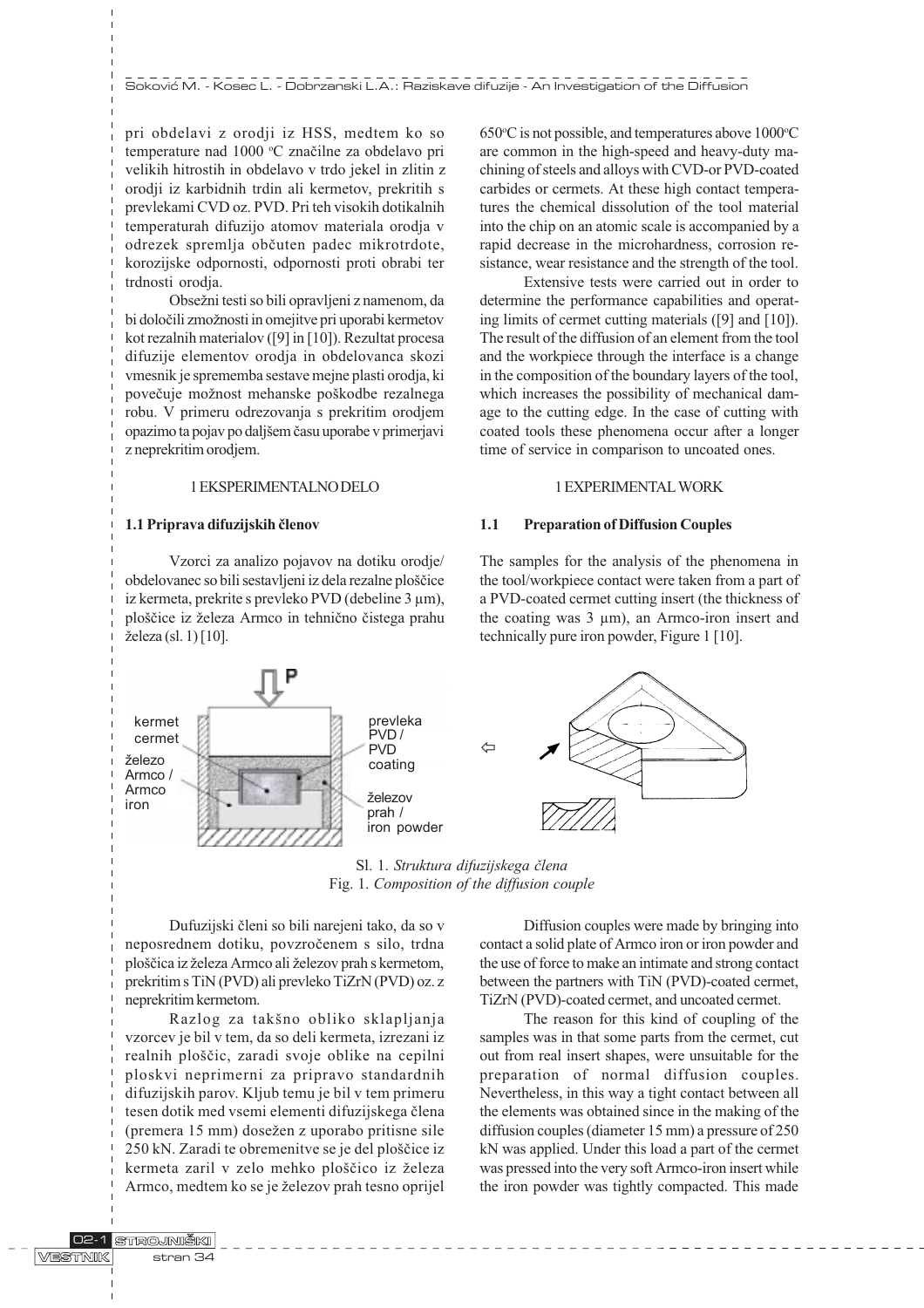pri obdelavi z orodji iz HSS, medtem ko so temperature nad 1000 °C značilne za obdelavo pri velikih hitrostih in obdelavo v trdo jekel in zlitin z orodji iz karbidnih trdin ali kermetov, prekritih s prevlekami CVD oz. PVD. Pri teh visokih dotikalnih temperaturah difuzijo atomov materiala orodja v odrezek spremlja občuten padec mikrotrdote, korozijske odpornosti, odpornosti proti obrabi ter trdnosti orodja.

Obsežni testi so bili opravljeni z namenom, da bi določili zmožnosti in omejitve pri uporabi kermetov kot rezalnih materialov ([9] in [10]). Rezultat procesa difuzije elementov orodja in obdelovanca skozi vmesnik je sprememba sestave mejne plasti orodja, ki povečuje možnost mehanske poškodbe rezalnega robu. V primeru odrezovanja s prekritim orodjem opazimo ta pojav po daljšem času uporabe v primerjavi z neprekritim orodjem.

## 1 EKSPERIMENTALNO DELO

### 1.1 Priprava difuzijskih členov

Vzorci za analizo pojavov na dotiku orodje/obdelovanec so bili sestavljeni iz dela rezalne ploščice iz kermeta, prekrite s prevleko PVD (debeline 3 µm), ploščice iz železa Armco in tehnično čistega prahu železa (sl. 1) [10].

Sl. 1. *Struktura difuzijskega člena*

Dufuzijski členi so bili narejeni tako, da so v neposrednem dotiku, povzročenem s silo, trdna ploščica iz železa Armco ali železov prah s kermetom, prekritim s TiN (PVD) ali prevleko TiZrN (PVD) oz. z neprekritim kermetom.

Razlog za takšno obliko sklapljanja vzorcev je bil v tem, da so deli kermeta, izrezani iz realnih ploščic, zaradi svoje oblike na cepilni ploskvi neprimerni za pripravo standardnih difuzijskih parov. Kljub temu je bil v tem primeru tesen dotik med vsemi elementi difuzijskega člena (premera 15 mm) dosežen z uporabo pritisne sile 250 kN. Zaradi te obremenitve se je del ploščice iz kermeta zaril v zelo mehko ploščico iz železa Armco, medtem ko se je železov prah tesno oprijel

650°C is not possible, and temperatures above 1000°C are common in the high-speed and heavy-duty machining of steels and alloys with CVD-or PVD-coated carbides or cermets. At these high contact temperatures the chemical dissolution of the tool material into the chip on an atomic scale is accompanied by a rapid decrease in the microhardness, corrosion resistance, wear resistance and the strength of the tool.

Extensive tests were carried out in order to determine the performance capabilities and operating limits of cermet cutting materials ([9] and [10]). The result of the diffusion of an element from the tool and the workpiece through the interface is a change in the composition of the boundary layers of the tool, which increases the possibility of mechanical damage to the cutting edge. In the case of cutting with coated tools these phenomena occur after a longer time of service in comparison to uncoated ones.

## 1 EXPERIMENTAL WORK

### 1.1 Preparation of Diffusion Couples

The samples for the analysis of the phenomena in the tool/workpiece contact were taken from a part of a PVD-coated cermet cutting insert (the thickness of the coating was 3 µm), an Armco-iron insert and technically pure iron powder, Figure 1 [10].

Fig. 1. *Composition of the diffusion couple*

Diffusion couples were made by bringing into contact a solid plate of Armco iron or iron powder and the use of force to make an intimate and strong contact between the partners with TiN (PVD)-coated cermet, TiZrN (PVD)-coated cermet, and uncoated cermet.

The reason for this kind of coupling of the samples was in that some parts from the cermet, cut out from real insert shapes, were unsuitable for the preparation of normal diffusion couples. Nevertheless, in this way a tight contact between all the elements was obtained since in the making of the diffusion couples (diameter 15 mm) a pressure of 250 kN was applied. Under this load a part of the cermet was pressed into the very soft Armco-iron insert while the iron powder was tightly compacted. This made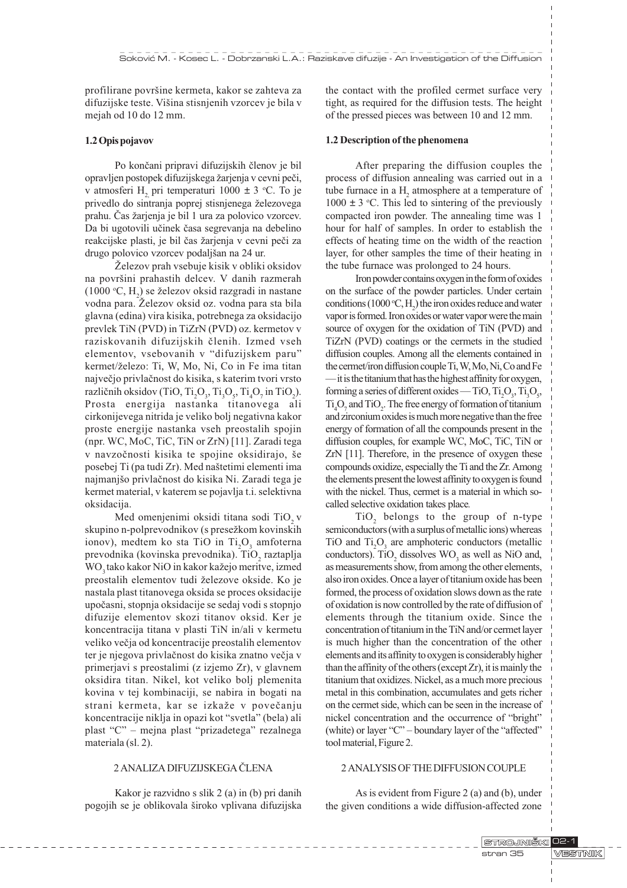profilirane površine kermeta, kakor se zahteva za difuzijske teste. Višina stisnjenih vzorcev je bila v mejah od 10 do 12 mm.

### 1.2 Opis pojavov

Po končani pripravi difuzijskih členov je bil opravljen postopek difuzijskega žarjenja v cevni peči, v atmosferi $H_2$ pri temperaturi 1000 ± 3 °C. To je privedlo do sintranja poprej stisnjenega železovega prahu. Čas žarjenja je bil 1 ura za polovico vzorcev. Da bi ugotovili učinek časa segrevanja na debelino reakcijske plasti, je bil čas žarjenja v cevni peči za drugo polovico vzorcev podaljšan na 24 ur.

Železov prah vsebuje kisik v obliki oksidov na površini prahastih delcev. V danih razmerah (1000 °C, $H_2$) se železov oksid razgradi in nastane vodna para. Železov oksid oz. vodna para sta bila glavna (edina) vira kisika, potrebnega za oksidacijo prevlek TiN (PVD) in TiZrN (PVD) oz. kermetov v raziskovanih difuzijskih členih. Izmed vseh elementov, vsebovanih v "difuzijskem paru" kermet/železo: Ti, W, Mo, Ni, Co in Fe ima titan največjo privlačnost do kisika, s katerim tvori vrsto različnih oksidov (TiO, $Ti_2O_3$, $Ti_3O_5$, $Ti_4O_7$ in $TiO_2$). Prosta energija nastanka titanovega ali cirkonijevega nitrida je veliko bolj negativna kakor proste energije nastanka vseh preostalih spojin (npr. WC, MoC, TiC, TiN or ZrN) [11]. Zaradi tega v navzočnosti kisika te spojine oksidirajo, še posebej Ti (pa tudi Zr). Med naštetimi elementi ima najmanjšo privlačnost do kisika Ni. Zaradi tega je kermet material, v katerem se pojavlja t.i. selektivna oksidacija.

Med omenjenimi oksidi titana sodi $TiO_2$ v skupino n-polprevodnikov (s presežkom kovinskih ionov), medtem ko sta TiO in $Ti_2O_3$ amfoterna prevodnika (kovinska prevodnika). $TiO_2$ raztaplja $WO_3$ tako kakor NiO in kakor kažejo meritve, izmed preostalih elementov tudi železove okside. Ko je nastala plast titanovega oksida se proces oksidacije upočasni, stopnja oksidacije se sedaj vodi s stopnjo difuzije elementov skozi titanov oksid. Ker je koncentracija titana v plasti TiN in/ali v kermetu veliko večja od koncentracije preostalih elementov ter je njegova privlačnost do kisika znatno večja v primerjavi s preostalimi (z izjemo Zr), v glavnem oksidira titan. Nikel, kot veliko bolj plemenita kovina v tej kombinaciji, se nabira in bogati na strani kermeta, kar se izkaže v povečanju koncentracije niklja in opazi kot "svetla" (bela) ali plast "C" – mejna plast "prizadetega" rezalnega materiala (sl. 2).

## 2 ANALIZA DIFUZIJSKEGA ČLENA

Kakor je razvidno s slik 2 (a) in (b) pri danih pogojih se je oblikovala široko vplivana difuzijska

the contact with the profiled cermet surface very tight, as required for the diffusion tests. The height of the pressed pieces was between 10 and 12 mm.

### 1.2 Description of the phenomena

After preparing the diffusion couples the process of diffusion annealing was carried out in a tube furnace in a $H_2$ atmosphere at a temperature of 1000 ± 3 °C. This led to sintering of the previously compacted iron powder. The annealing time was 1 hour for half of samples. In order to establish the effects of heating time on the width of the reaction layer, for other samples the time of their heating in the tube furnace was prolonged to 24 hours.

Iron powder contains oxygen in the form of oxides on the surface of the powder particles. Under certain conditions (1000 °C, $H_2$) the iron oxides reduce and water vapor is formed. Iron oxides or water vapor were the main source of oxygen for the oxidation of TiN (PVD) and TiZrN (PVD) coatings or the cermets in the studied diffusion couples. Among all the elements contained in the cermet/iron diffusion couple Ti, W, Mo, Ni, Co and Fe — it is the titanium that has the highest affinity for oxygen, forming a series of different oxides — TiO, $Ti_2O_3$, $Ti_3O_5$, $Ti_4O_7$ and $TiO_2$. The free energy of formation of titanium and zirconium oxides is much more negative than the free energy of formation of all the compounds present in the diffusion couples, for example WC, MoC, TiC, TiN or ZrN [11]. Therefore, in the presence of oxygen these compounds oxidize, especially the Ti and the Zr. Among the elements present the lowest affinity to oxygen is found with the nickel. Thus, cermet is a material in which so-called selective oxidation takes place.

$TiO_2$ belongs to the group of n-type semiconductors (with a surplus of metallic ions) whereas TiO and $Ti_2O_3$ are amphoteric conductors (metallic conductors). $TiO_2$ dissolves $WO_3$ as well as NiO and, as measurements show, from among the other elements, also iron oxides. Once a layer of titanium oxide has been formed, the process of oxidation slows down as the rate of oxidation is now controlled by the rate of diffusion of elements through the titanium oxide. Since the concentration of titanium in the TiN and/or cermet layer is much higher than the concentration of the other elements and its affinity to oxygen is considerably higher than the affinity of the others (except Zr), it is mainly the titanium that oxidizes. Nickel, as a much more precious metal in this combination, accumulates and gets richer on the cermet side, which can be seen in the increase of nickel concentration and the occurrence of "bright" (white) or layer "C" – boundary layer of the "affected" tool material, Figure 2.

## 2 ANALYSIS OF THE DIFFUSION COUPLE

As is evident from Figure 2 (a) and (b), under the given conditions a wide diffusion-affected zone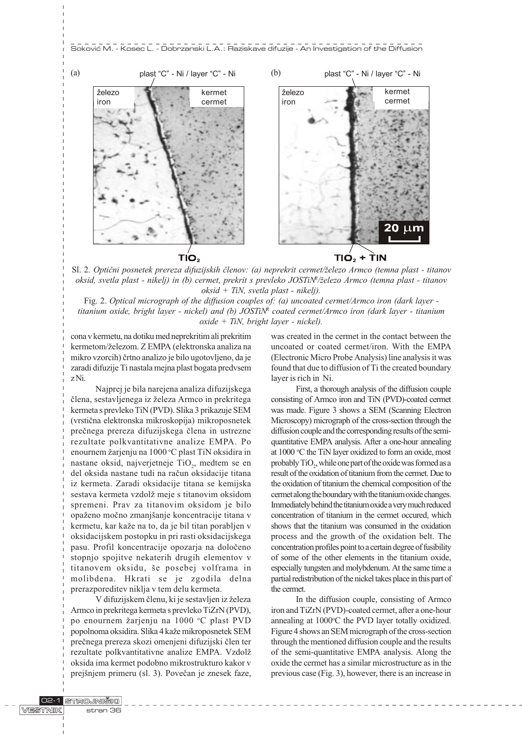Sl. 2. *Optični posnetek prereza difuzijskih členov: (a) neprekrit cermet/železo Armco (temna plast - titanov oksid, svetla plast - nikelj) in (b) cermet, prekrit s prevleko JOSTiN[R]/železo Armco (temna plast - titanov oksid + TiN, svetla plast - nikelj).*

Fig. 2. *Optical micrograph of the diffusion couples of: (a) uncoated cermet/Armco iron (dark layer - titanium oxide, bright layer - nickel) and (b) JOSTiN[R] coated cermet/Armco iron (dark layer - titanium oxide + TiN, bright layer - nickel).*

cona v kermetu, na dotiku med neprekritim ali prekritim kermetom/železom. Z EMPA (elektronska analiza na mikro vzorcih) črtno analizo je bilo ugotovljeno, da je zaradi difuzije Ti nastala mejna plast bogata predvsem z Ni.

Najprej je bila narejena analiza difuzijskega člena, sestavljenega iz železa Armco in prekritega kermeta s prevleko TiN (PVD). Slika 3 prikazuje SEM (vrstična elektronska mikroskopija) mikroposnetek prečnega prereza difuzijskega člena in ustrezne rezultate polkvantitativne analize EMPA. Po enournem žarjenju na 1000 °C plast TiN oksidira in nastane oksid, najverjetneje $TiO_2$, medtem se en del oksida nastane tudi na račun oksidacije titana iz kermeta. Zaradi oksidacije titana se kemijska sestava kermeta vzdolž meje s titanovim oksidom spremeni. Prav za titanovim oksidom je bilo opaženo močno zmanjšanje koncentracije titana v kermetu, kar kaže na to, da je bil titan porabljen v oksidacijskem postopku in pri rasti oksidacijskega pasu. Profil koncentracije opozarja na določeno stopnjo spojitve nekaterih drugih elementov v titanovem oksidu, še posebej volframa in molibdena. Hkrati se je zgodila delna prerazporeditev niklja v tem delu kermeta.

V difuzijskem členu, ki je sestavljen iz železa Armco in prekritega kermeta s prevleko TiZrN (PVD), po enournem žarjenju na 1000 °C plast PVD popolnoma oksidira. Slika 4 kaže mikroposnetek SEM prečnega prereza skozi omenjeni difuzijski člen ter rezultate polkvantitativne analize EMPA. Vzdolž oksida ima kermet podobno mikrostrukturo kakor v prejšnjem primeru (sl. 3). Povečan je znesek faze,

was created in the cermet in the contact between the uncoated or coated cermet/iron. With the EMPA (Electronic Micro Probe Analysis) line analysis it was found that due to diffusion of Ti the created boundary layer is rich in Ni.

First, a thorough analysis of the diffusion couple consisting of Armco iron and TiN (PVD)-coated cermet was made. Figure 3 shows a SEM (Scanning Electron Microscopy) micrograph of the cross-section through the diffusion couple and the corresponding results of the semi-quantitative EMPA analysis. After a one-hour annealing at 1000 °C the TiN layer oxidized to form an oxide, most probably $TiO_2$, while one part of the oxide was formed as a result of the oxidation of titanium from the cermet. Due to the oxidation of titanium the chemical composition of the cermet along the boundary with the titanium oxide changes. Immediately behind the titanium oxide a very much reduced concentration of titanium in the cermet occured, which shows that the titanium was consumed in the oxidation process and the growth of the oxidation belt. The concentration profiles point to a certain degree of fusibility of some of the other elements in the titanium oxide, especially tungsten and molybdenum. At the same time a partial redistribution of the nickel takes place in this part of the cermet.

In the diffusion couple, consisting of Armco iron and TiZrN (PVD)-coated cermet, after a one-hour annealing at 1000°C the PVD layer totally oxidized. Figure 4 shows an SEM micrograph of the cross-section through the mentioned diffusion couple and the results of the semi-quantitative EMPA analysis. Along the oxide the cermet has a similar microstructure as in the previous case (Fig. 3), however, there is an increase in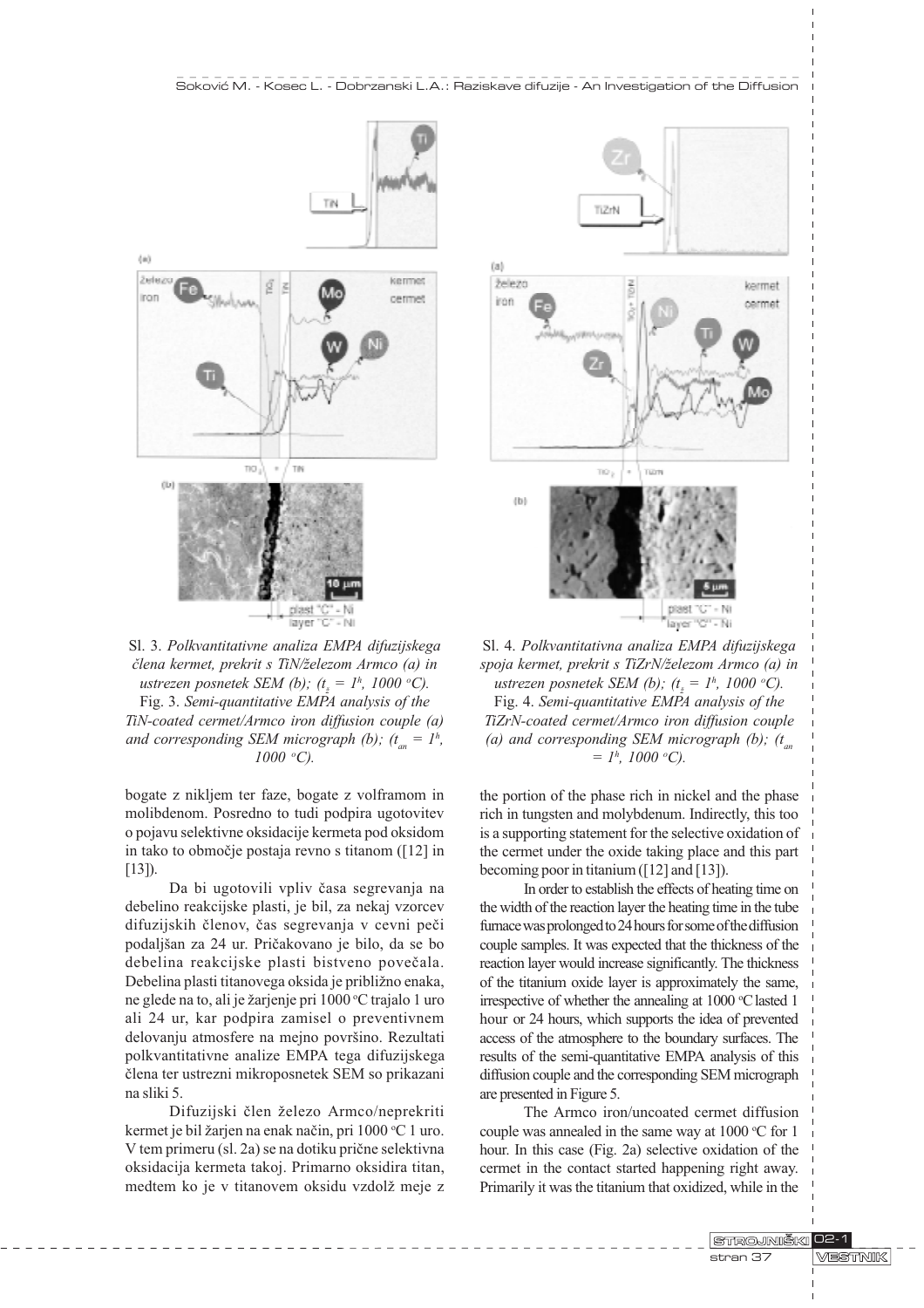Sl. 3. *Polkvantitativne analiza EMPA difuzijskega člena kermet, prekrit s TiN/železom Armco (a) in ustrezen posnetek SEM (b); ($t_z$ = $1^h$, 1000 °C).*

Fig. 3. *Semi-quantitative EMPA analysis of the TiN-coated cermet/Armco iron diffusion couple (a) and corresponding SEM micrograph (b); ($t_{an}$ = $1^h$, 1000 °C).*

Sl. 4. *Polkvantitativna analiza EMPA difuzijskega spoja kermet, prekrit s TiZrN/železom Armco (a) in ustrezen posnetek SEM (b); ($t_z$ = $1^h$, 1000 °C).*

Fig. 4. *Semi-quantitative EMPA analysis of the TiZrN-coated cermet/Armco iron diffusion couple (a) and corresponding SEM micrograph (b); ($t_{an}$ = $1^h$, 1000 °C).*

bogate z nikljem ter faze, bogate z volframom in molibdenom. Posredno to tudi podpira ugotovitev o pojavu selektivne oksidacije kermeta pod oksidom in tako to območje postaja revno s titanom ([12] in [13]).

Da bi ugotovili vpliv časa segrevanja na debelino reakcijske plasti, je bil, za nekaj vzorcev difuzijskih členov, čas segrevanja v cevni peči podaljšan za 24 ur. Pričakovano je bilo, da se bo debelina reakcijske plasti bistveno povečala. Debelina plasti titanovega oksida je približno enaka, ne glede na to, ali je žarjenje pri 1000 °C trajalo 1 uro ali 24 ur, kar podpira zamisel o preventivnem delovanju atmosfere na mejno površino. Rezultati polkvantitativne analize EMPA tega difuzijskega člena ter ustrezni mikroposnetek SEM so prikazani na sliki 5.

Difuzijski člen železo Armco/neprekriti kermet je bil žarjen na enak način, pri 1000 °C 1 uro. V tem primeru (sl. 2a) se na dotiku prične selektivna oksidacija kermeta takoj. Primarno oksidira titan, medtem ko je v titanovem oksidu vzdolž meje z

the portion of the phase rich in nickel and the phase rich in tungsten and molybdenum. Indirectly, this too is a supporting statement for the selective oxidation of the cermet under the oxide taking place and this part becoming poor in titanium ([12] and [13]).

In order to establish the effects of heating time on the width of the reaction layer the heating time in the tube furnace was prolonged to 24 hours for some of the diffusion couple samples. It was expected that the thickness of the reaction layer would increase significantly. The thickness of the titanium oxide layer is approximately the same, irrespective of whether the annealing at 1000 °C lasted 1 hour or 24 hours, which supports the idea of prevented access of the atmosphere to the boundary surfaces. The results of the semi-quantitative EMPA analysis of this diffusion couple and the corresponding SEM micrograph are presented in Figure 5.

The Armco iron/uncoated cermet diffusion couple was annealed in the same way at 1000 °C for 1 hour. In this case (Fig. 2a) selective oxidation of the cermet in the contact started happening right away. Primarily it was the titanium that oxidized, while in the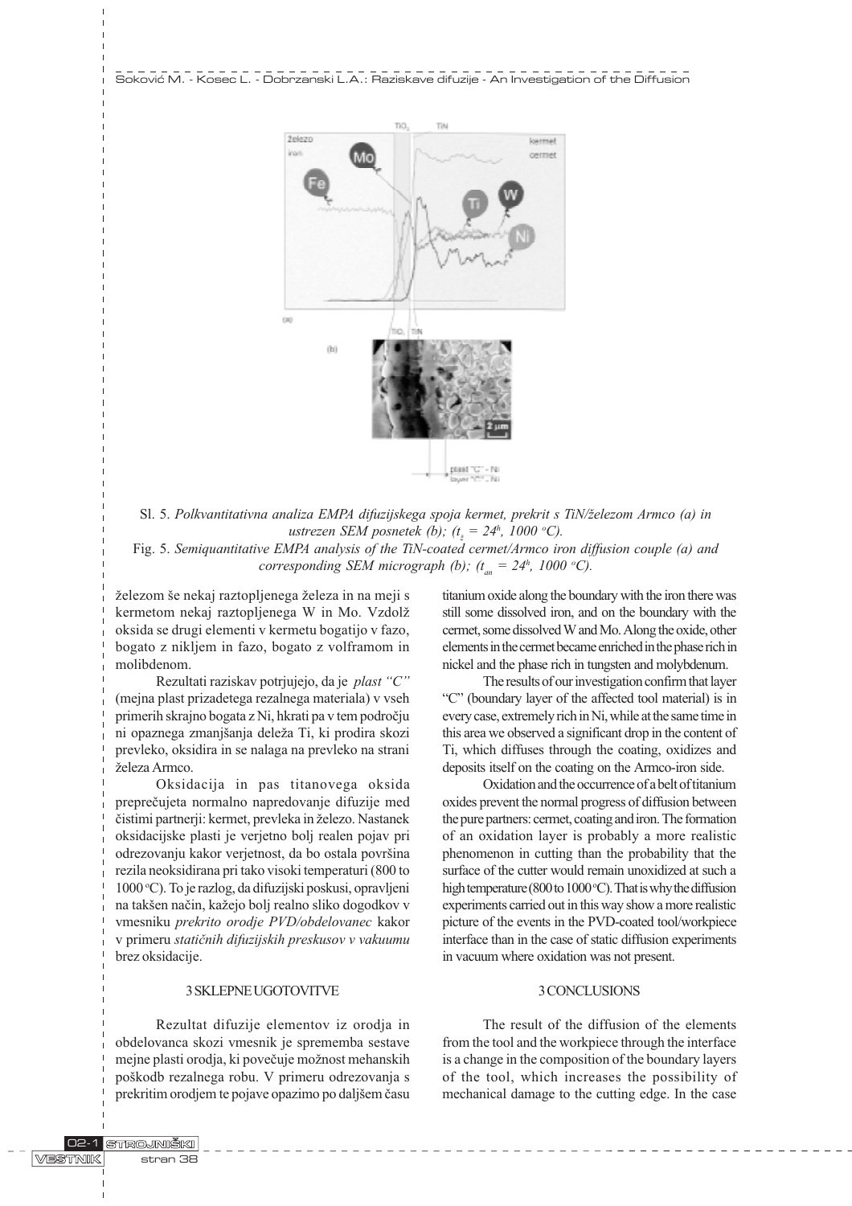Sl. 5. *Polkvantitativna analiza EMPA difuzijskega spoja kermet, prekrit s TiN/železom Armco (a) in ustrezen SEM posnetek (b); ($t_ž = 24^h$, 1000 °C).*

Fig. 5. *Semiquantitative EMPA analysis of the TiN-coated cermet/Armco iron diffusion couple (a) and corresponding SEM micrograph (b); ($t_{an} = 24^h$, 1000 °C).*

železom še nekaj raztopljenega železa in na meji s kermetom nekaj raztopljenega W in Mo. Vzdolž oksida se drugi elementi v kermetu bogatijo v fazo, bogato z nikljem in fazo, bogato z volframom in molibdenom.

Rezultati raziskav potrjujejo, da je *plast "C"* (mejna plast prizadetega rezalnega materiala) v vseh primerih skrajno bogata z Ni, hkrati pa v tem področju ni opaznega zmanjšanja deleža Ti, ki prodira skozi prevleko, oksidira in se nalaga na prevleko na strani železa Armco.

Oksidacija in pas titanovega oksida preprečujeta normalno napredovanje difuzije med čistimi partnerji: kermet, prevleka in železo. Nastanek oksidacijske plasti je verjetno bolj realen pojav pri odrezovanju kakor verjetnost, da bo ostala površina rezila neoksidirana pri tako visoki temperaturi (800 to 1000 °C). To je razlog, da difuzijski poskusi, opravljeni na takšen način, kažejo bolj realno sliko dogodkov v vmesniku *prekrito orodje PVD/obdelovanec* kakor v primeru *statičnih difuzijskih preskusov v vakuumu* brez oksidacije.

titanium oxide along the boundary with the iron there was still some dissolved iron, and on the boundary with the cermet, some dissolved W and Mo. Along the oxide, other elements in the cermet became enriched in the phase rich in nickel and the phase rich in tungsten and molybdenum.

The results of our investigation confirm that layer "C" (boundary layer of the affected tool material) is in every case, extremely rich in Ni, while at the same time in this area we observed a significant drop in the content of Ti, which diffuses through the coating, oxidizes and deposits itself on the coating on the Armco-iron side.

Oxidation and the occurrence of a belt of titanium oxides prevent the normal progress of diffusion between the pure partners: cermet, coating and iron. The formation of an oxidation layer is probably a more realistic phenomenon in cutting than the probability that the surface of the cutter would remain unoxidized at such a high temperature (800 to 1000 °C). That is why the diffusion experiments carried out in this way show a more realistic picture of the events in the PVD-coated tool/workpiece interface than in the case of static diffusion experiments in vacuum where oxidation was not present.

## 3 SKLEPNE UGOTOVITVE

Rezultat difuzije elementov iz orodja in obdelovanca skozi vmesnik je sprememba sestave mejne plasti orodja, ki povečuje možnost mehanskih poškodb rezalnega robu. V primeru odrezovanja s prekritim orodjem te pojave opazimo po daljšem času

## 3 CONCLUSIONS

The result of the diffusion of the elements from the tool and the workpiece through the interface is a change in the composition of the boundary layers of the tool, which increases the possibility of mechanical damage to the cutting edge. In the case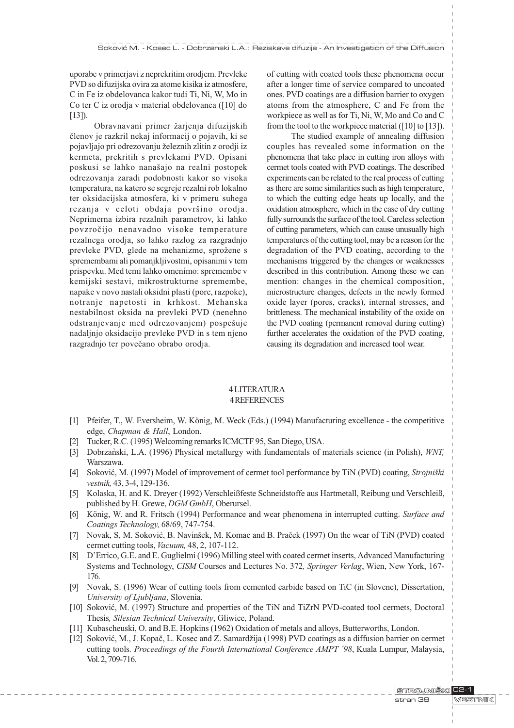uporabe v primerjavi z neprekritim orodjem. Prevleke PVD so difuzijska ovira za atome kisika iz atmosfere, C in Fe iz obdelovanca kakor tudi Ti, Ni, W, Mo in Co ter C iz orodja v material obdelovanca ([10] do [13]).

Obravnavani primer žarjenja difuzijskih členov je razkril nekaj informacij o pojavih, ki se pojavljajo pri odrezovanju železnih zlitin z orodji iz kermeta, prekritih s prevlekami PVD. Opisani poskusi se lahko nanašajo na realni postopek odrezovanja zaradi podobnosti kakor so visoka temperatura, na katero se segreje rezalni rob lokalno ter oksidacijska atmosfera, ki v primeru suhega rezanja v celoti obdaja površino orodja. Neprimerna izbira rezalnih parametrov, ki lahko povzročijo nenavadno visoke temperature rezalnega orodja, so lahko razlog za razgradnjo prevleke PVD, glede na mehanizme, sprožene s spremembami ali pomanjkljivostmi, opisanimi v tem prispevku. Med temi lahko omenimo: spremembe v kemijski sestavi, mikrostrukturne spremembe, napake v novo nastali oksidni plasti (pore, razpoke), notranje napetosti in krhkost. Mehanska nestabilnost oksida na prevleki PVD (nenehno odstranjevanje med odrezovanjem) pospešuje nadaljnjo oksidacijo prevleke PVD in s tem njeno razgradnjo ter povečano obrabo orodja.

of cutting with coated tools these phenomena occur after a longer time of service compared to uncoated ones. PVD coatings are a diffusion barrier to oxygen atoms from the atmosphere, C and Fe from the workpiece as well as for Ti, Ni, W, Mo and Co and C from the tool to the workpiece material ([10] to [13]).

The studied example of annealing diffusion couples has revealed some information on the phenomena that take place in cutting iron alloys with cermet tools coated with PVD coatings. The described experiments can be related to the real process of cutting as there are some similarities such as high temperature, to which the cutting edge heats up locally, and the oxidation atmosphere, which in the case of dry cutting fully surrounds the surface of the tool. Careless selection of cutting parameters, which can cause unusually high temperatures of the cutting tool, may be a reason for the degradation of the PVD coating, according to the mechanisms triggered by the changes or weaknesses described in this contribution. Among these we can mention: changes in the chemical composition, microstructure changes, defects in the newly formed oxide layer (pores, cracks), internal stresses, and brittleness. The mechanical instability of the oxide on the PVD coating (permanent removal during cutting) further accelerates the oxidation of the PVD coating, causing its degradation and increased tool wear.

## 4 LITERATURA
## 4 REFERENCES

[1] Pfeifer, T., W. Eversheim, W. König, M. Weck (Eds.) (1994) Manufacturing excellence - the competitive edge, *Chapman & Hall*, London.

[2] Tucker, R.C. (1995) Welcoming remarks ICMCTF 95, San Diego, USA.

[3] Dobrzański, L.A. (1996) Physical metallurgy with fundamentals of materials science (in Polish), *WNT,* Warszawa.

[4] Soković, M. (1997) Model of improvement of cermet tool performance by TiN (PVD) coating, *Strojniški vestnik,* 43, 3-4, 129-136.

[5] Kolaska, H. and K. Dreyer (1992) Verschleißfeste Schneidstoffe aus Hartmetall, Reibung und Verschleiß, published by H. Grewe, *DGM GmbH*, Oberursel.

[6] König, W. and R. Fritsch (1994) Performance and wear phenomena in interrupted cutting. *Surface and Coatings Technology,* 68/69, 747-754.

[7] Novak, S, M. Soković, B. Navinšek, M. Komac and B. Praček (1997) On the wear of TiN (PVD) coated cermet cutting tools, *Vacuum,* 48, 2, 107-112.

[8] D'Errico, G.E. and E. Guglielmi (1996) Milling steel with coated cermet inserts, Advanced Manufacturing Systems and Technology, *CISM* Courses and Lectures No. 372*, Springer Verlag*, Wien, New York, 167-176.

[9] Novak, S. (1996) Wear of cutting tools from cemented carbide based on TiC (in Slovene), Dissertation, *University of Ljubljana*, Slovenia.

[10] Soković, M. (1997) Structure and properties of the TiN and TiZrN PVD-coated tool cermets, Doctoral Thesis*, Silesian Technical University*, Gliwice, Poland.

[11] Kubascheuski, O. and B.E. Hopkins (1962) Oxidation of metals and alloys, Butterworths, London.

[12] Soković, M., J. Kopač, L. Kosec and Z. Samardžija (1998) PVD coatings as a diffusion barrier on cermet cutting tools. *Proceedings of the Fourth International Conference AMPT ´98*, Kuala Lumpur, Malaysia, Vol. 2, 709-716.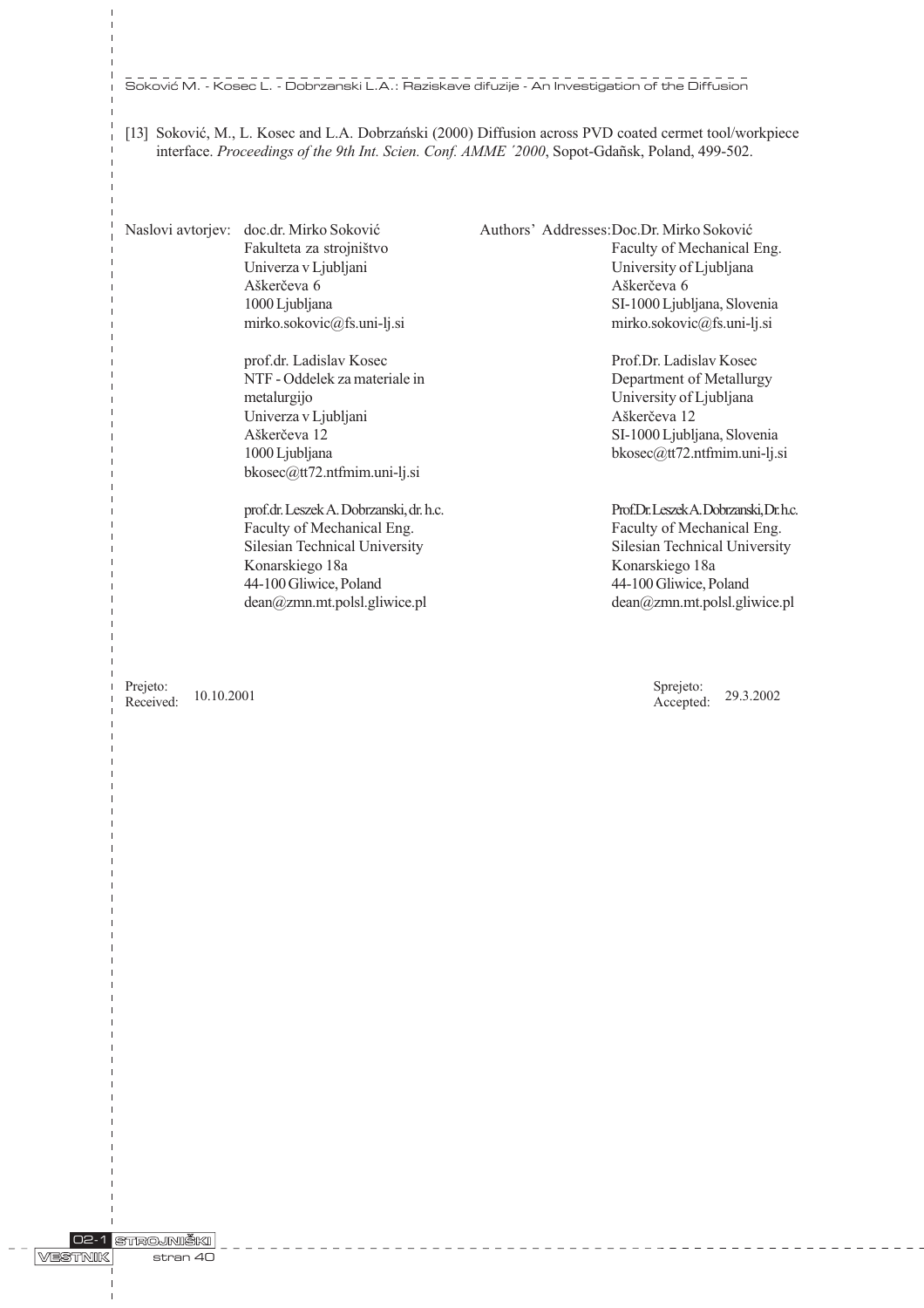[13] Soković, M., L. Kosec and L.A. Dobrzański (2000) Diffusion across PVD coated cermet tool/workpiece interface. *Proceedings of the 9th Int. Scien. Conf. AMME '2000*, Sopot-Gdañsk, Poland, 499-502.

Naslovi avtorjev: doc.dr. Mirko Soković
Fakulteta za strojništvo
Univerza v Ljubljani
Aškerčeva 6
1000 Ljubljana
mirko.sokovic@fs.uni-lj.si

prof.dr. Ladislav Kosec
NTF - Oddelek za materiale in metalurgijo
Univerza v Ljubljani
Aškerčeva 12
1000 Ljubljana
bkosec@tt72.ntfmim.uni-lj.si

prof.dr. Leszek A. Dobrzanski, dr. h.c.
Faculty of Mechanical Eng.
Silesian Technical University
Konarskiego 18a
44-100 Gliwice, Poland
dean@zmn.mt.polsl.gliwice.pl

Authors' Addresses: Doc.Dr. Mirko Soković
Faculty of Mechanical Eng.
University of Ljubljana
Aškerčeva 6
SI-1000 Ljubljana, Slovenia
mirko.sokovic@fs.uni-lj.si

Prof.Dr. Ladislav Kosec
Department of Metallurgy
University of Ljubljana
Aškerčeva 12
SI-1000 Ljubljana, Slovenia
bkosec@tt72.ntfmim.uni-lj.si

Prof.Dr. Leszek A. Dobrzanski, Dr. h.c.
Faculty of Mechanical Eng.
Silesian Technical University
Konarskiego 18a
44-100 Gliwice, Poland
dean@zmn.mt.polsl.gliwice.pl

Prejeto:
Received: 10.10.2001

Sprejeto:
Accepted: 29.3.2002